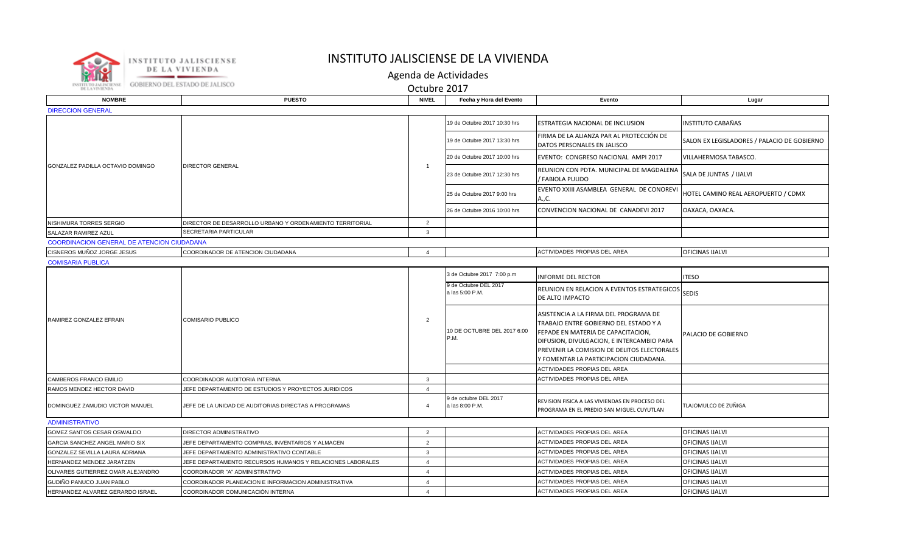# INSTITUTO JALISCIENSE DE LA VIVIENDA

## Agenda de Actividades

## Octubre 2017

| NOMBRE | PUESTO | NIVEL | Fecha y Hora del Evento | Evento | Lugar |
|---|---|---|---|---|---|
| DIRECCION GENERAL | | | | | |
| GONZALEZ PADILLA OCTAVIO DOMINGO | DIRECTOR GENERAL | 1 | 19 de Octubre 2017 10:30 hrs | ESTRATEGIA NACIONAL DE INCLUSION | INSTITUTO CABAÑAS |
| | | | 19 de Octubre 2017 13:30 hrs | FIRMA DE LA ALIANZA PAR AL PROTECCIÓN DE DATOS PERSONALES EN JALISCO | SALON EX LEGISLADORES / PALACIO DE GOBIERNO |
| | | | 20 de Octubre 2017 10:00 hrs | EVENTO: CONGRESO NACIONAL AMPI 2017 | VILLAHERMOSA TABASCO. |
| | | | 23 de Octubre 2017 12:30 hrs | REUNION CON PDTA. MUNICIPAL DE MAGDALENA / FABIOLA PULIDO | SALA DE JUNTAS / IJALVI |
| | | | 25 de Octubre 2017 9:00 hrs | EVENTO XXIII ASAMBLEA GENERAL DE CONOREVI A.,C. | HOTEL CAMINO REAL AEROPUERTO / CDMX |
| | | | 26 de Octubre 2016 10:00 hrs | CONVENCION NACIONAL DE CANADEVI 2017 | OAXACA, OAXACA. |
| NISHIMURA TORRES SERGIO | DIRECTOR DE DESARROLLO URBANO Y ORDENAMIENTO TERRITORIAL | 2 | | | |
| SALAZAR RAMIREZ AZUL | SECRETARIA PARTICULAR | 3 | | | |
| COORDINACION GENERAL DE ATENCION CIUDADANA | | | | | |
| CISNEROS MUÑOZ JORGE JESUS | COORDINADOR DE ATENCION CIUDADANA | 4 | | ACTIVIDADES PROPIAS DEL AREA | OFICINAS IJALVI |
| COMISARIA PUBLICA | | | | | |
| RAMIREZ GONZALEZ EFRAIN | COMISARIO PUBLICO | 2 | 3 de Octubre 2017 7:00 p.m | INFORME DEL RECTOR | ITESO |
| | | | 9 de Octubre DEL 2017 a las 5:00 P.M. | REUNION EN RELACION A EVENTOS ESTRATEGICOS DE ALTO IMPACTO | SEDIS |
| | | | 10 DE OCTUBRE DEL 2017 6:00 P.M. | ASISTENCIA A LA FIRMA DEL PROGRAMA DE TRABAJO ENTRE GOBIERNO DEL ESTADO Y A FEPADE EN MATERIA DE CAPACITACION, DIFUSION, DIVULGACION, E INTERCAMBIO PARA PREVENIR LA COMISION DE DELITOS ELECTORALES Y FOMENTAR LA PARTICIPACION CIUDADANA. | PALACIO DE GOBIERNO |
| | | | | ACTIVIDADES PROPIAS DEL AREA | |
| CAMBEROS FRANCO EMILIO | COORDINADOR AUDITORIA INTERNA | 3 | | ACTIVIDADES PROPIAS DEL AREA | |
| RAMOS MENDEZ HECTOR DAVID | JEFE DEPARTAMENTO DE ESTUDIOS Y PROYECTOS JURIDICOS | 4 | | | |
| DOMINGUEZ ZAMUDIO VICTOR MANUEL | JEFE DE LA UNIDAD DE AUDITORIAS DIRECTAS A PROGRAMAS | 4 | 9 de octubre DEL 2017 a las 8:00 P.M. | REVISION FISICA A LAS VIVIENDAS EN PROCESO DEL PROGRAMA EN EL PREDIO SAN MIGUEL CUYUTLAN | TLAJOMULCO DE ZUÑIGA |
| ADMINISTRATIVO | | | | | |
| GOMEZ SANTOS CESAR OSWALDO | DIRECTOR ADMINISTRATIVO | 2 | | ACTIVIDADES PROPIAS DEL AREA | OFICINAS IJALVI |
| GARCIA SANCHEZ ANGEL MARIO SIX | JEFE DEPARTAMENTO COMPRAS, INVENTARIOS Y ALMACEN | 2 | | ACTIVIDADES PROPIAS DEL AREA | OFICINAS IJALVI |
| GONZALEZ SEVILLA LAURA ADRIANA | JEFE DEPARTAMENTO ADMINISTRATIVO CONTABLE | 3 | | ACTIVIDADES PROPIAS DEL AREA | OFICINAS IJALVI |
| HERNANDEZ MENDEZ JARATZEN | JEFE DEPARTAMENTO RECURSOS HUMANOS Y RELACIONES LABORALES | 4 | | ACTIVIDADES PROPIAS DEL AREA | OFICINAS IJALVI |
| OLIVARES GUTIERREZ OMAR ALEJANDRO | COORDINADOR "A" ADMINISTRATIVO | 4 | | ACTIVIDADES PROPIAS DEL AREA | OFICINAS IJALVI |
| GUDIÑO PANUCO JUAN PABLO | COORDINADOR PLANEACION E INFORMACION ADMINISTRATIVA | 4 | | ACTIVIDADES PROPIAS DEL AREA | OFICINAS IJALVI |
| HERNANDEZ ALVAREZ GERARDO ISRAEL | COORDINADOR COMUNICACIÓN INTERNA | 4 | | ACTIVIDADES PROPIAS DEL AREA | OFICINAS IJALVI |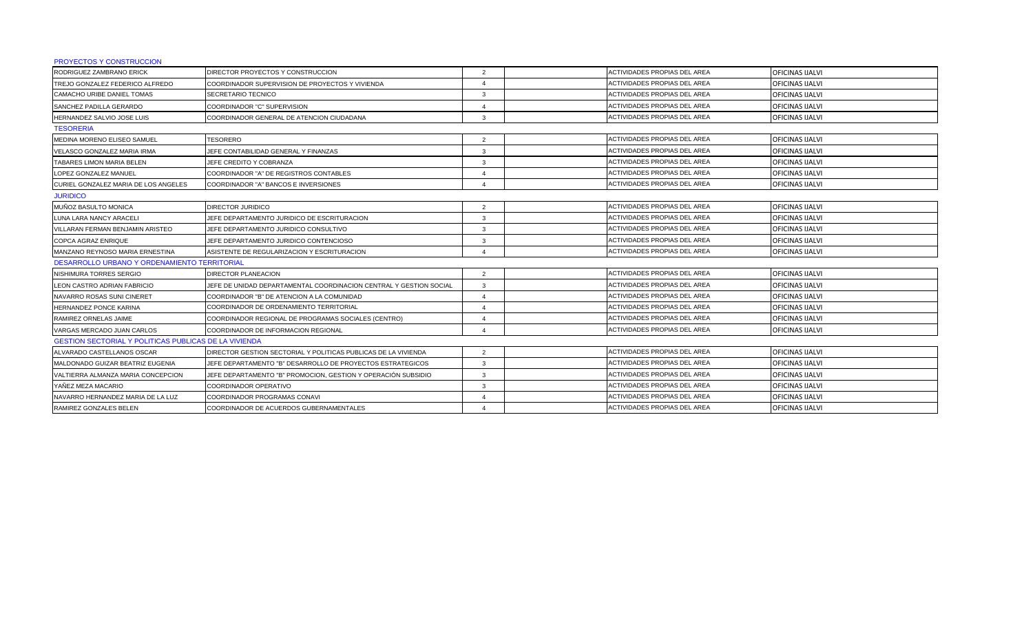PROYECTOS Y CONSTRUCCION

| | | | | | |
|---|---|---|---|---|---|
| RODRIGUEZ ZAMBRANO ERICK | DIRECTOR PROYECTOS Y CONSTRUCCION | 2 | | ACTIVIDADES PROPIAS DEL AREA | OFICINAS IJALVI |
| TREJO GONZALEZ FEDERICO ALFREDO | COORDINADOR SUPERVISION DE PROYECTOS Y VIVIENDA | 4 | | ACTIVIDADES PROPIAS DEL AREA | OFICINAS IJALVI |
| CAMACHO URIBE DANIEL TOMAS | SECRETARIO TECNICO | 3 | | ACTIVIDADES PROPIAS DEL AREA | OFICINAS IJALVI |
| SANCHEZ PADILLA GERARDO | COORDINADOR "C" SUPERVISION | 4 | | ACTIVIDADES PROPIAS DEL AREA | OFICINAS IJALVI |
| HERNANDEZ SALVIO JOSE LUIS | COORDINADOR GENERAL DE ATENCION CIUDADANA | 3 | | ACTIVIDADES PROPIAS DEL AREA | OFICINAS IJALVI |
| TESORERIA | | | | | |
| MEDINA MORENO ELISEO SAMUEL | TESORERO | 2 | | ACTIVIDADES PROPIAS DEL AREA | OFICINAS IJALVI |
| VELASCO GONZALEZ MARIA IRMA | JEFE CONTABILIDAD GENERAL Y FINANZAS | 3 | | ACTIVIDADES PROPIAS DEL AREA | OFICINAS IJALVI |
| TABARES LIMON MARIA BELEN | JEFE CREDITO Y COBRANZA | 3 | | ACTIVIDADES PROPIAS DEL AREA | OFICINAS IJALVI |
| LOPEZ GONZALEZ MANUEL | COORDINADOR "A" DE REGISTROS CONTABLES | 4 | | ACTIVIDADES PROPIAS DEL AREA | OFICINAS IJALVI |
| CURIEL GONZALEZ MARIA DE LOS ANGELES | COORDINADOR "A" BANCOS E INVERSIONES | 4 | | ACTIVIDADES PROPIAS DEL AREA | OFICINAS IJALVI |
| JURIDICO | | | | | |
| MUÑOZ BASULTO MONICA | DIRECTOR JURIDICO | 2 | | ACTIVIDADES PROPIAS DEL AREA | OFICINAS IJALVI |
| LUNA LARA NANCY ARACELI | JEFE DEPARTAMENTO JURIDICO DE ESCRITURACION | 3 | | ACTIVIDADES PROPIAS DEL AREA | OFICINAS IJALVI |
| VILLARAN FERMAN BENJAMIN ARISTEO | JEFE DEPARTAMENTO JURIDICO CONSULTIVO | 3 | | ACTIVIDADES PROPIAS DEL AREA | OFICINAS IJALVI |
| COPCA AGRAZ ENRIQUE | JEFE DEPARTAMENTO JURIDICO CONTENCIOSO | 3 | | ACTIVIDADES PROPIAS DEL AREA | OFICINAS IJALVI |
| MANZANO REYNOSO MARIA ERNESTINA | ASISTENTE DE REGULARIZACION Y ESCRITURACION | 4 | | ACTIVIDADES PROPIAS DEL AREA | OFICINAS IJALVI |
| DESARROLLO URBANO Y ORDENAMIENTO TERRITORIAL | | | | | |
| NISHIMURA TORRES SERGIO | DIRECTOR PLANEACION | 2 | | ACTIVIDADES PROPIAS DEL AREA | OFICINAS IJALVI |
| LEON CASTRO ADRIAN FABRICIO | JEFE DE UNIDAD DEPARTAMENTAL COORDINACION CENTRAL Y GESTION SOCIAL | 3 | | ACTIVIDADES PROPIAS DEL AREA | OFICINAS IJALVI |
| NAVARRO ROSAS SUNI CINERET | COORDINADOR "B" DE ATENCION A LA COMUNIDAD | 4 | | ACTIVIDADES PROPIAS DEL AREA | OFICINAS IJALVI |
| HERNANDEZ PONCE KARINA | COORDINADOR DE ORDENAMIENTO TERRITORIAL | 4 | | ACTIVIDADES PROPIAS DEL AREA | OFICINAS IJALVI |
| RAMIREZ ORNELAS JAIME | COORDINADOR REGIONAL DE PROGRAMAS SOCIALES (CENTRO) | 4 | | ACTIVIDADES PROPIAS DEL AREA | OFICINAS IJALVI |
| VARGAS MERCADO JUAN CARLOS | COORDINADOR DE INFORMACION REGIONAL | 4 | | ACTIVIDADES PROPIAS DEL AREA | OFICINAS IJALVI |
| GESTION SECTORIAL Y POLITICAS PUBLICAS DE LA VIVIENDA | | | | | |
| ALVARADO CASTELLANOS OSCAR | DIRECTOR GESTION SECTORIAL Y POLITICAS PUBLICAS DE LA VIVIENDA | 2 | | ACTIVIDADES PROPIAS DEL AREA | OFICINAS IJALVI |
| MALDONADO GUIZAR BEATRIZ EUGENIA | JEFE DEPARTAMENTO "B" DESARROLLO DE PROYECTOS ESTRATEGICOS | 3 | | ACTIVIDADES PROPIAS DEL AREA | OFICINAS IJALVI |
| VALTIERRA ALMANZA MARIA CONCEPCION | JEFE DEPARTAMENTO "B" PROMOCION, GESTION Y OPERACIÓN SUBSIDIO | 3 | | ACTIVIDADES PROPIAS DEL AREA | OFICINAS IJALVI |
| YAÑEZ MEZA MACARIO | COORDINADOR OPERATIVO | 3 | | ACTIVIDADES PROPIAS DEL AREA | OFICINAS IJALVI |
| NAVARRO HERNANDEZ MARIA DE LA LUZ | COORDINADOR PROGRAMAS CONAVI | 4 | | ACTIVIDADES PROPIAS DEL AREA | OFICINAS IJALVI |
| RAMIREZ GONZALES BELEN | COORDINADOR DE ACUERDOS GUBERNAMENTALES | 4 | | ACTIVIDADES PROPIAS DEL AREA | OFICINAS IJALVI |